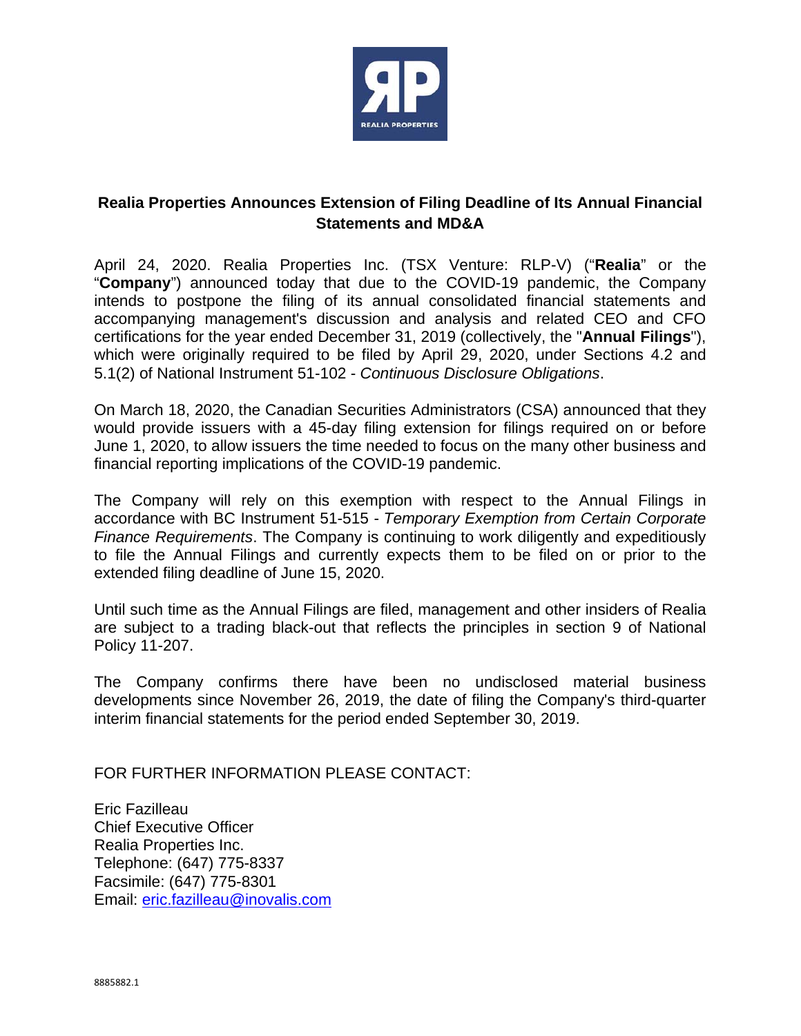## Realia Properties Announces Extension of Filing Deadline of Its Annual Financial Statements and MD&A

April 24, 2020. Realia Properties Inc. (TSX Venture: RLP-V) ("**Realia**" or the "**Company**") announced today that due to the COVID-19 pandemic, the Company intends to postpone the filing of its annual consolidated financial statements and accompanying management's discussion and analysis and related CEO and CFO certifications for the year ended December 31, 2019 (collectively, the "**Annual Filings**"), which were originally required to be filed by April 29, 2020, under Sections 4.2 and 5.1(2) of National Instrument 51-102 - *Continuous Disclosure Obligations*.

On March 18, 2020, the Canadian Securities Administrators (CSA) announced that they would provide issuers with a 45-day filing extension for filings required on or before June 1, 2020, to allow issuers the time needed to focus on the many other business and financial reporting implications of the COVID-19 pandemic.

The Company will rely on this exemption with respect to the Annual Filings in accordance with BC Instrument 51-515 - *Temporary Exemption from Certain Corporate Finance Requirements*. The Company is continuing to work diligently and expeditiously to file the Annual Filings and currently expects them to be filed on or prior to the extended filing deadline of June 15, 2020.

Until such time as the Annual Filings are filed, management and other insiders of Realia are subject to a trading black-out that reflects the principles in section 9 of National Policy 11-207.

The Company confirms there have been no undisclosed material business developments since November 26, 2019, the date of filing the Company's third-quarter interim financial statements for the period ended September 30, 2019.

FOR FURTHER INFORMATION PLEASE CONTACT:

Eric Fazilleau
Chief Executive Officer
Realia Properties Inc.
Telephone: (647) 775-8337
Facsimile: (647) 775-8301
Email: eric.fazilleau@inovalis.com

8885882.1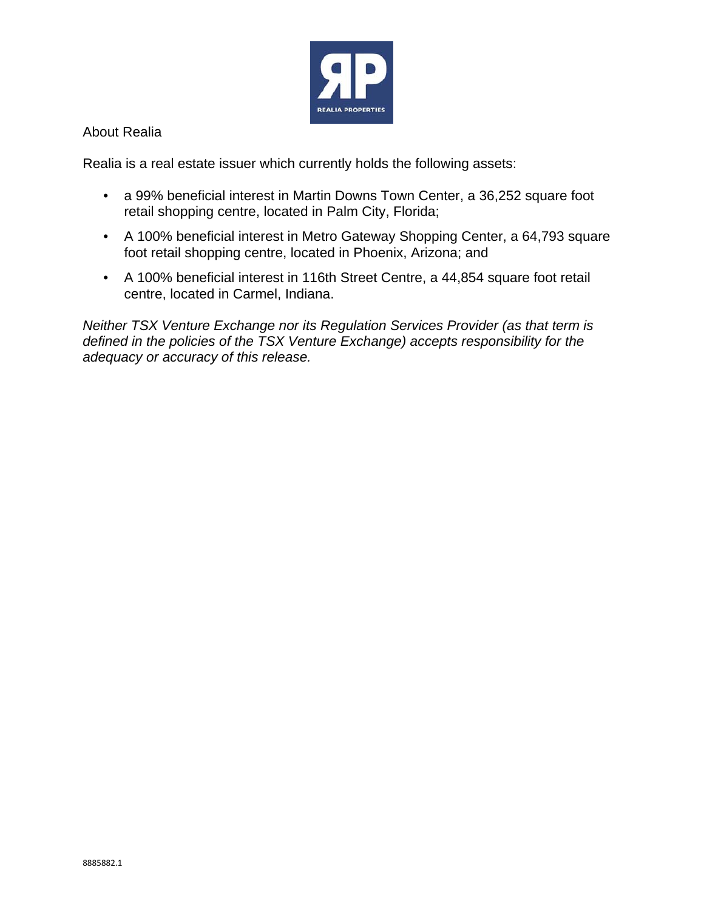About Realia

Realia is a real estate issuer which currently holds the following assets:

- a 99% beneficial interest in Martin Downs Town Center, a 36,252 square foot retail shopping centre, located in Palm City, Florida;
- A 100% beneficial interest in Metro Gateway Shopping Center, a 64,793 square foot retail shopping centre, located in Phoenix, Arizona; and
- A 100% beneficial interest in 116th Street Centre, a 44,854 square foot retail centre, located in Carmel, Indiana.

*Neither TSX Venture Exchange nor its Regulation Services Provider (as that term is defined in the policies of the TSX Venture Exchange) accepts responsibility for the adequacy or accuracy of this release.*